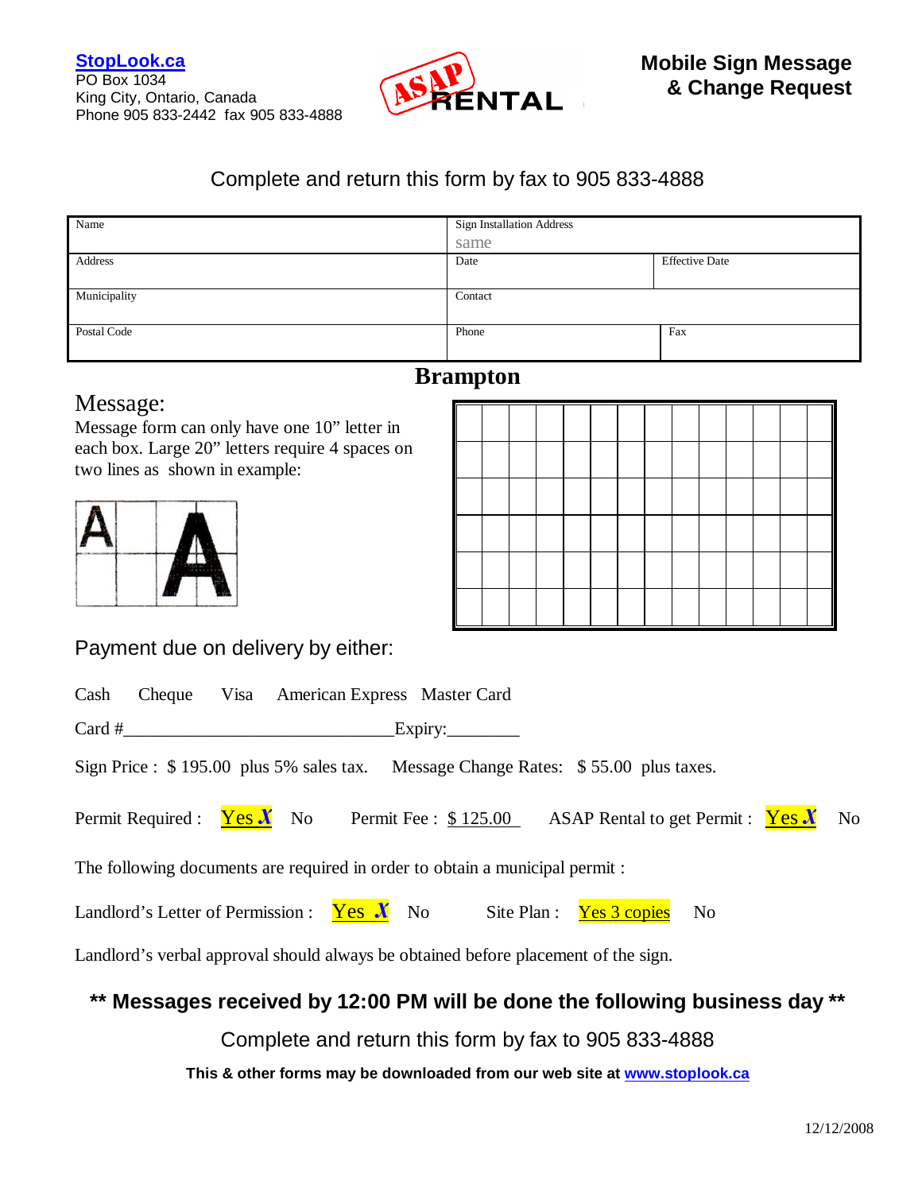**StopLook.ca**
PO Box 1034
King City, Ontario, Canada
Phone 905 833-2442 fax 905 833-4888

ASAP RENTAL

## Mobile Sign Message & Change Request

Complete and return this form by fax to 905 833-4888

| Name | Sign Installation Address<br>same | |
|---|---|---|
| Address | Date | Effective Date |
| Municipality | Contact | |
| Postal Code | Phone | Fax |

## Brampton

### Message:

Message form can only have one 10" letter in each box. Large 20" letters require 4 spaces on two lines as shown in example:

| | | | | | | | | | | | | | |
|---|---|---|---|---|---|---|---|---|---|---|---|---|---|
| | | | | | | | | | | | | | |
| | | | | | | | | | | | | | |
| | | | | | | | | | | | | | |
| | | | | | | | | | | | | | |
| | | | | | | | | | | | | | |

Payment due on delivery by either:

Cash Cheque Visa American Express Master Card

Card #______________________________Expiry:________

Sign Price : $ 195.00 plus 5% sales tax. Message Change Rates: $ 55.00 plus taxes.

Permit Required : Yes X No Permit Fee : $ 125.00 ASAP Rental to get Permit : Yes X No

The following documents are required in order to obtain a municipal permit :

Landlord's Letter of Permission : Yes X No Site Plan : Yes 3 copies No

Landlord's verbal approval should always be obtained before placement of the sign.

**\*\* Messages received by 12:00 PM will be done the following business day \*\***

Complete and return this form by fax to 905 833-4888

**This & other forms may be downloaded from our web site at www.stoplook.ca**

12/12/2008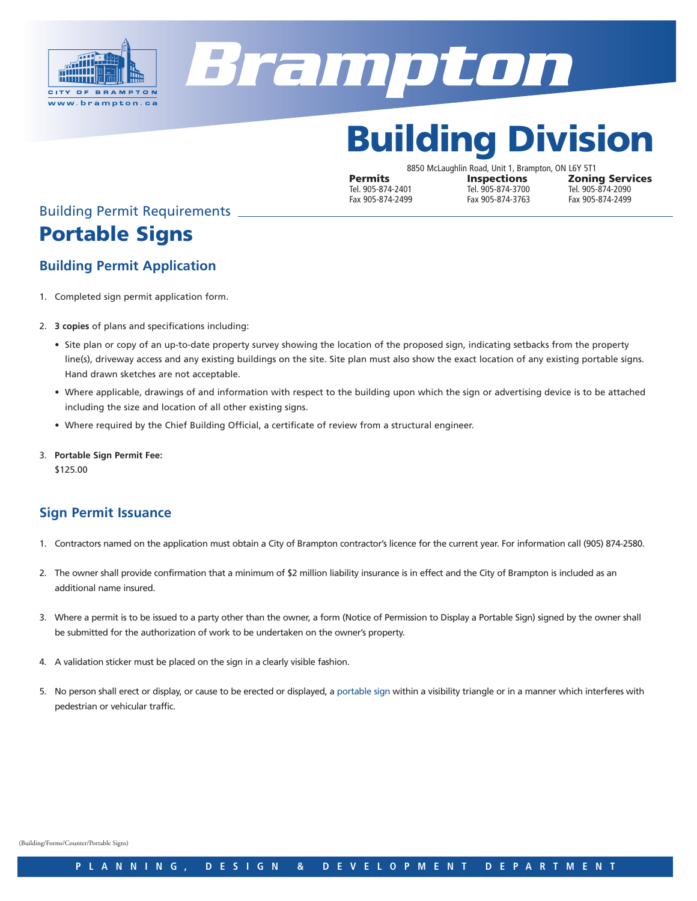# Brampton

CITY OF BRAMPTON
www.brampton.ca

# Building Division

8850 McLaughlin Road, Unit 1, Brampton, ON L6Y 5T1

| **Permits** | **Inspections** | **Zoning Services** |
|---|---|---|
| Tel. 905-874-2401 | Tel. 905-874-3700 | Tel. 905-874-2090 |
| Fax 905-874-2499 | Fax 905-874-3763 | Fax 905-874-2499 |

Building Permit Requirements

# Portable Signs

## Building Permit Application

1. Completed sign permit application form.

2. **3 copies** of plans and specifications including:
   - Site plan or copy of an up-to-date property survey showing the location of the proposed sign, indicating setbacks from the property line(s), driveway access and any existing buildings on the site. Site plan must also show the exact location of any existing portable signs. Hand drawn sketches are not acceptable.
   - Where applicable, drawings of and information with respect to the building upon which the sign or advertising device is to be attached including the size and location of all other existing signs.
   - Where required by the Chief Building Official, a certificate of review from a structural engineer.

3. **Portable Sign Permit Fee:**
   $125.00

## Sign Permit Issuance

1. Contractors named on the application must obtain a City of Brampton contractor's licence for the current year. For information call (905) 874-2580.

2. The owner shall provide confirmation that a minimum of $2 million liability insurance is in effect and the City of Brampton is included as an additional name insured.

3. Where a permit is to be issued to a party other than the owner, a form (Notice of Permission to Display a Portable Sign) signed by the owner shall be submitted for the authorization of work to be undertaken on the owner's property.

4. A validation sticker must be placed on the sign in a clearly visible fashion.

5. No person shall erect or display, or cause to be erected or displayed, a portable sign within a visibility triangle or in a manner which interferes with pedestrian or vehicular traffic.

(Building/Forms/Counter/Portable Signs)

PLANNING, DESIGN & DEVELOPMENT DEPARTMENT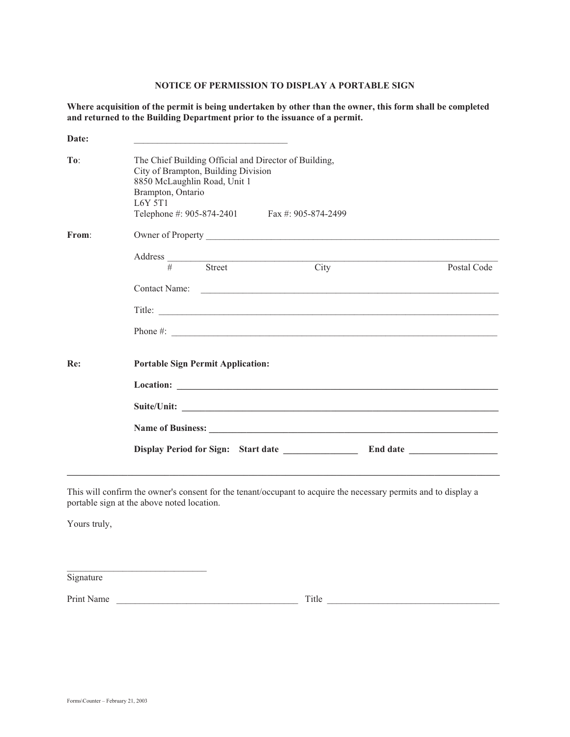# NOTICE OF PERMISSION TO DISPLAY A PORTABLE SIGN

**Where acquisition of the permit is being undertaken by other than the owner, this form shall be completed and returned to the Building Department prior to the issuance of a permit.**

**Date:** ______________________________

**To**: The Chief Building Official and Director of Building,
City of Brampton, Building Division
8850 McLaughlin Road, Unit 1
Brampton, Ontario
L6Y 5T1
Telephone #: 905-874-2401 Fax #: 905-874-2499

**From**: Owner of Property ______________________________

Address ______________________________
\# Street City Postal Code

Contact Name: ______________________________

Title: ______________________________

Phone #: ______________________________

**Re:** **Portable Sign Permit Application:**

**Location:** ______________________________

**Suite/Unit:** ______________________________

**Name of Business:** ______________________________

**Display Period for Sign: Start date** ______________ **End date** ______________

---

This will confirm the owner's consent for the tenant/occupant to acquire the necessary permits and to display a portable sign at the above noted location.

Yours truly,

______________________________
Signature

Print Name ______________________________ Title ______________________________

Forms\Counter – February 21, 2003